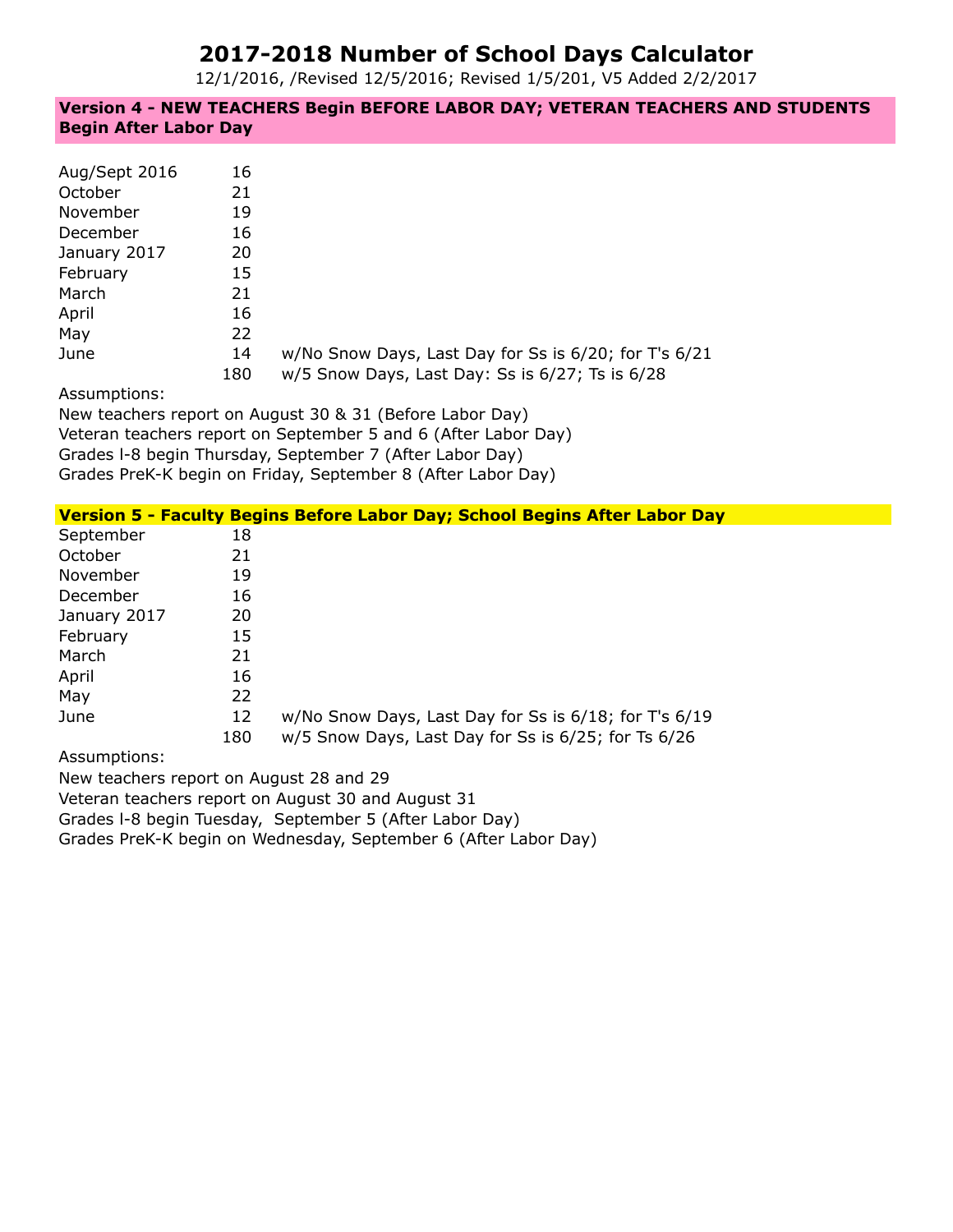# 2017-2018 Number of School Days Calculator

12/1/2016, /Revised 12/5/2016; Revised 1/5/201, V5 Added 2/2/2017

## Version 4 - NEW TEACHERS Begin BEFORE LABOR DAY; VETERAN TEACHERS AND STUDENTS Begin After Labor Day

| | | |
|---|---|---|
| Aug/Sept 2016 | 16 | |
| October | 21 | |
| November | 19 | |
| December | 16 | |
| January 2017 | 20 | |
| February | 15 | |
| March | 21 | |
| April | 16 | |
| May | 22 | |
| June | 14 | w/No Snow Days, Last Day for Ss is 6/20; for T's 6/21 |
| | 180 | w/5 Snow Days, Last Day: Ss is 6/27; Ts is 6/28 |

Assumptions:

New teachers report on August 30 & 31 (Before Labor Day)

Veteran teachers report on September 5 and 6 (After Labor Day)

Grades l-8 begin Thursday, September 7 (After Labor Day)

Grades PreK-K begin on Friday, September 8 (After Labor Day)

## Version 5 - Faculty Begins Before Labor Day; School Begins After Labor Day

| | | |
|---|---|---|
| September | 18 | |
| October | 21 | |
| November | 19 | |
| December | 16 | |
| January 2017 | 20 | |
| February | 15 | |
| March | 21 | |
| April | 16 | |
| May | 22 | |
| June | 12 | w/No Snow Days, Last Day for Ss is 6/18; for T's 6/19 |
| | 180 | w/5 Snow Days, Last Day for Ss is 6/25; for Ts 6/26 |

Assumptions:

New teachers report on August 28 and 29

Veteran teachers report on August 30 and August 31

Grades l-8 begin Tuesday, September 5 (After Labor Day)

Grades PreK-K begin on Wednesday, September 6 (After Labor Day)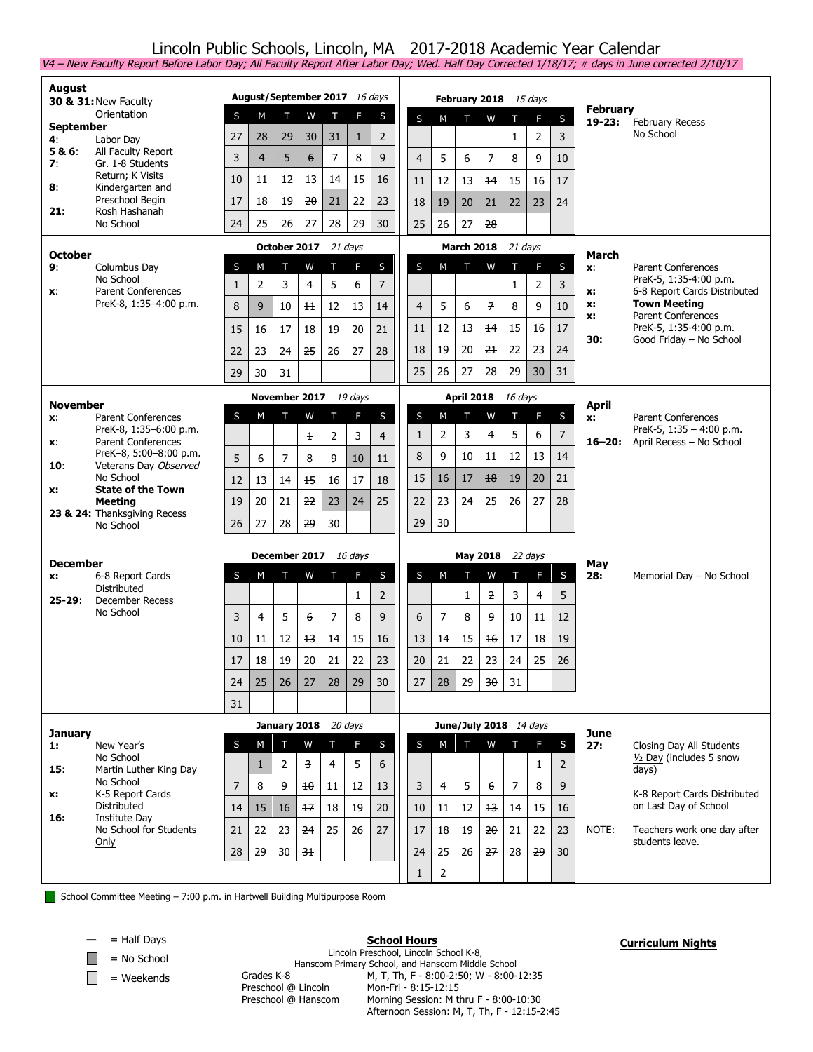# Lincoln Public Schools, Lincoln, MA 2017-2018 Academic Year Calendar

*V4 – New Faculty Report Before Labor Day; All Faculty Report After Labor Day; Wed. Half Day Corrected 1/18/17; # days in June corrected 2/10/17*

## August
**30 & 31:** New Faculty Orientation

## September
**4:** Labor Day
**5 & 6:** All Faculty Report
**7:** Gr. 1-8 Students Return; K Visits
**8:** Kindergarten and Preschool Begin
**21:** Rosh Hashanah No School

**August/September 2017** *16 days*

| S | M | T | W | T | F | S |
|---|---|---|---|---|---|---|
| 27 | 28 | 29 | ~~30~~ | 31 | 1 | 2 |
| 3 | 4 | 5 | ~~6~~ | 7 | 8 | 9 |
| 10 | 11 | 12 | ~~13~~ | 14 | 15 | 16 |
| 17 | 18 | 19 | ~~20~~ | 21 | 22 | 23 |
| 24 | 25 | 26 | ~~27~~ | 28 | 29 | 30 |

**February 2018** *15 days*

| S | M | T | W | T | F | S |
|---|---|---|---|---|---|---|
| | | | | 1 | 2 | 3 |
| 4 | 5 | 6 | ~~7~~ | 8 | 9 | 10 |
| 11 | 12 | 13 | ~~14~~ | 15 | 16 | 17 |
| 18 | 19 | 20 | ~~21~~ | 22 | 23 | 24 |
| 25 | 26 | 27 | ~~28~~ | | | |

## February
**19-23:** February Recess No School

## October
**9:** Columbus Day No School
**x:** Parent Conferences PreK-8, 1:35–4:00 p.m.

**October 2017** *21 days*

| S | M | T | W | T | F | S |
|---|---|---|---|---|---|---|
| 1 | 2 | 3 | 4 | 5 | 6 | 7 |
| 8 | 9 | 10 | ~~11~~ | 12 | 13 | 14 |
| 15 | 16 | 17 | ~~18~~ | 19 | 20 | 21 |
| 22 | 23 | 24 | ~~25~~ | 26 | 27 | 28 |
| 29 | 30 | 31 | | | | |

**March 2018** *21 days*

| S | M | T | W | T | F | S |
|---|---|---|---|---|---|---|
| | | | | 1 | 2 | 3 |
| 4 | 5 | 6 | ~~7~~ | 8 | 9 | 10 |
| 11 | 12 | 13 | ~~14~~ | 15 | 16 | 17 |
| 18 | 19 | 20 | ~~21~~ | 22 | 23 | 24 |
| 25 | 26 | 27 | ~~28~~ | 29 | 30 | 31 |

## March
**x:** Parent Conferences PreK-5, 1:35-4:00 p.m.
**x:** 6-8 Report Cards Distributed
**x:** **Town Meeting**
**x:** Parent Conferences PreK-5, 1:35-4:00 p.m.
**30:** Good Friday – No School

## November
**x:** Parent Conferences PreK-8, 1:35–6:00 p.m.
**x:** Parent Conferences PreK–8, 5:00–8:00 p.m.
**10:** Veterans Day *Observed* No School
**x:** **State of the Town Meeting**
**23 & 24:** Thanksgiving Recess No School

**November 2017** *19 days*

| S | M | T | W | T | F | S |
|---|---|---|---|---|---|---|
| | | | ~~1~~ | 2 | 3 | 4 |
| 5 | 6 | 7 | ~~8~~ | 9 | 10 | 11 |
| 12 | 13 | 14 | ~~15~~ | 16 | 17 | 18 |
| 19 | 20 | 21 | ~~22~~ | 23 | 24 | 25 |
| 26 | 27 | 28 | ~~29~~ | 30 | | |

**April 2018** *16 days*

| S | M | T | W | T | F | S |
|---|---|---|---|---|---|---|
| 1 | 2 | 3 | ~~4~~ | 5 | 6 | 7 |
| 8 | 9 | 10 | ~~11~~ | 12 | 13 | 14 |
| 15 | 16 | 17 | ~~18~~ | 19 | 20 | 21 |
| 22 | 23 | 24 | 25 | 26 | 27 | 28 |
| 29 | 30 | | | | | |

## April
**x:** Parent Conferences PreK-5, 1:35 – 4:00 p.m.
**16–20:** April Recess – No School

## December
**x:** 6-8 Report Cards Distributed
**25-29:** December Recess No School

**December 2017** *16 days*

| S | M | T | W | T | F | S |
|---|---|---|---|---|---|---|
| | | | | | 1 | 2 |
| 3 | 4 | 5 | ~~6~~ | 7 | 8 | 9 |
| 10 | 11 | 12 | ~~13~~ | 14 | 15 | 16 |
| 17 | 18 | 19 | ~~20~~ | 21 | 22 | 23 |
| 24 | 25 | 26 | 27 | 28 | 29 | 30 |
| 31 | | | | | | |

**May 2018** *22 days*

| S | M | T | W | T | F | S |
|---|---|---|---|---|---|---|
| | | 1 | ~~2~~ | 3 | 4 | 5 |
| 6 | 7 | 8 | ~~9~~ | 10 | 11 | 12 |
| 13 | 14 | 15 | ~~16~~ | 17 | 18 | 19 |
| 20 | 21 | 22 | ~~23~~ | 24 | 25 | 26 |
| 27 | 28 | 29 | ~~30~~ | 31 | | |

## May
**28:** Memorial Day – No School

## January
**1:** New Year's No School
**15:** Martin Luther King Day No School
**x:** K-5 Report Cards Distributed
**16:** Institute Day No School for Students Only

**January 2018** *20 days*

| S | M | T | W | T | F | S |
|---|---|---|---|---|---|---|
| | 1 | 2 | ~~3~~ | 4 | 5 | 6 |
| 7 | 8 | 9 | ~~10~~ | 11 | 12 | 13 |
| 14 | 15 | 16 | ~~17~~ | 18 | 19 | 20 |
| 21 | 22 | 23 | ~~24~~ | 25 | 26 | 27 |
| 28 | 29 | 30 | ~~31~~ | | | |

**June/July 2018** *14 days*

| S | M | T | W | T | F | S |
|---|---|---|---|---|---|---|
| | | | | | 1 | 2 |
| 3 | 4 | 5 | ~~6~~ | 7 | 8 | 9 |
| 10 | 11 | 12 | ~~13~~ | 14 | 15 | 16 |
| 17 | 18 | 19 | ~~20~~ | 21 | 22 | 23 |
| 24 | 25 | 26 | ~~27~~ | 28 | ~~29~~ | 30 |
| 1 | 2 | | | | | |

## June
**27:** Closing Day All Students ½ Day (includes 5 snow days)

K-8 Report Cards Distributed on Last Day of School

NOTE: Teachers work one day after students leave.

School Committee Meeting – 7:00 p.m. in Hartwell Building Multipurpose Room

— = Half Days
= No School
= Weekends

**School Hours**

Lincoln Preschool, Lincoln School K-8, Hanscom Primary School, and Hanscom Middle School

| | |
|---|---|
| Grades K-8 | M, T, Th, F - 8:00-2:50; W - 8:00-12:35 |
| Preschool @ Lincoln | Mon-Fri - 8:15-12:15 |
| Preschool @ Hanscom | Morning Session: M thru F - 8:00-10:30 |
| | Afternoon Session: M, T, Th, F - 12:15-2:45 |

**Curriculum Nights**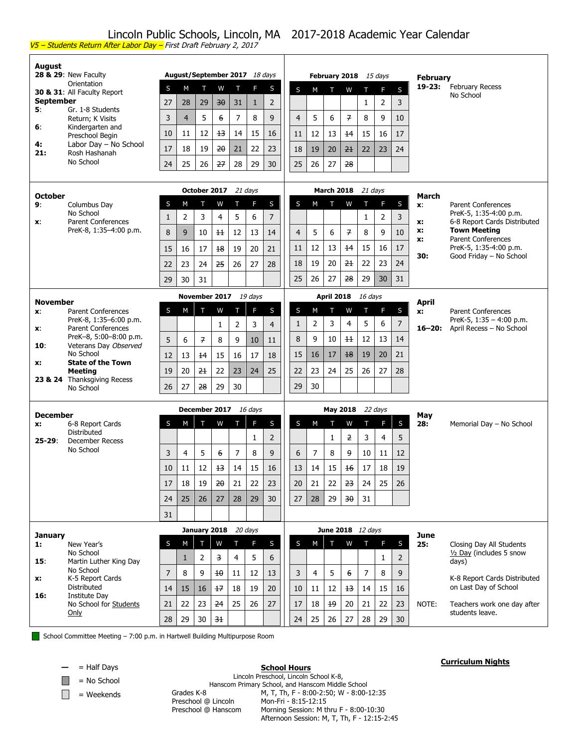# Lincoln Public Schools, Lincoln, MA 2017-2018 Academic Year Calendar

*V5 – Students Return After Labor Day – First Draft February 2, 2017*

**August**
**28 & 29**: New Faculty Orientation
**30 & 31**: All Faculty Report

**September**
**5**: Gr. 1-8 Students Return; K Visits
**6**: Kindergarten and Preschool Begin
**4**: Labor Day – No School
**21**: Rosh Hashanah No School

**August/September 2017** *18 days*

| S | M | T | W | T | F | S |
|---|---|---|---|---|---|---|
| 27 | 28 | 29 | ~~30~~ | 31 | 1 | 2 |
| 3 | 4 | 5 | ~~6~~ | 7 | 8 | 9 |
| 10 | 11 | 12 | ~~13~~ | 14 | 15 | 16 |
| 17 | 18 | 19 | ~~20~~ | 21 | 22 | 23 |
| 24 | 25 | 26 | ~~27~~ | 28 | 29 | 30 |

**February 2018** *15 days*

| S | M | T | W | T | F | S |
|---|---|---|---|---|---|---|
| | | | | 1 | 2 | 3 |
| 4 | 5 | 6 | ~~7~~ | 8 | 9 | 10 |
| 11 | 12 | 13 | ~~14~~ | 15 | 16 | 17 |
| 18 | 19 | 20 | ~~21~~ | 22 | 23 | 24 |
| 25 | 26 | 27 | ~~28~~ | | | |

**February**
**19-23**: February Recess No School

**October**
**9**: Columbus Day No School
**x**: Parent Conferences PreK-8, 1:35–4:00 p.m.

**October 2017** *21 days*

| S | M | T | W | T | F | S |
|---|---|---|---|---|---|---|
| 1 | 2 | 3 | 4 | 5 | 6 | 7 |
| 8 | 9 | 10 | ~~11~~ | 12 | 13 | 14 |
| 15 | 16 | 17 | ~~18~~ | 19 | 20 | 21 |
| 22 | 23 | 24 | ~~25~~ | 26 | 27 | 28 |
| 29 | 30 | 31 | | | | |

**March 2018** *21 days*

| S | M | T | W | T | F | S |
|---|---|---|---|---|---|---|
| | | | | 1 | 2 | 3 |
| 4 | 5 | 6 | ~~7~~ | 8 | 9 | 10 |
| 11 | 12 | 13 | ~~14~~ | 15 | 16 | 17 |
| 18 | 19 | 20 | ~~21~~ | 22 | 23 | 24 |
| 25 | 26 | 27 | ~~28~~ | 29 | 30 | 31 |

**March**
**x**: Parent Conferences PreK-5, 1:35-4:00 p.m.
**x**: 6-8 Report Cards Distributed
**x**: **Town Meeting**
**x**: Parent Conferences PreK-5, 1:35-4:00 p.m.
**30**: Good Friday – No School

**November**
**x**: Parent Conferences PreK-8, 1:35–6:00 p.m.
**x**: Parent Conferences PreK–8, 5:00–8:00 p.m.
**10**: Veterans Day *Observed* No School
**x**: **State of the Town Meeting**
**23 & 24** Thanksgiving Recess No School

**November 2017** *19 days*

| S | M | T | W | T | F | S |
|---|---|---|---|---|---|---|
| | | | 1 | 2 | 3 | 4 |
| 5 | 6 | ~~7~~ | 8 | 9 | 10 | 11 |
| 12 | 13 | ~~14~~ | 15 | 16 | 17 | 18 |
| 19 | 20 | ~~21~~ | 22 | 23 | 24 | 25 |
| 26 | 27 | ~~28~~ | 29 | 30 | | |

**April 2018** *16 days*

| S | M | T | W | T | F | S |
|---|---|---|---|---|---|---|
| 1 | 2 | 3 | ~~4~~ | 5 | 6 | 7 |
| 8 | 9 | 10 | ~~11~~ | 12 | 13 | 14 |
| 15 | 16 | 17 | ~~18~~ | 19 | 20 | 21 |
| 22 | 23 | 24 | 25 | 26 | 27 | 28 |
| 29 | 30 | | | | | |

**April**
**x**: Parent Conferences PreK-5, 1:35 – 4:00 p.m.
**16–20**: April Recess – No School

**December**
**x**: 6-8 Report Cards Distributed
**25-29**: December Recess No School

**December 2017** *16 days*

| S | M | T | W | T | F | S |
|---|---|---|---|---|---|---|
| | | | | | 1 | 2 |
| 3 | 4 | 5 | ~~6~~ | 7 | 8 | 9 |
| 10 | 11 | 12 | ~~13~~ | 14 | 15 | 16 |
| 17 | 18 | 19 | ~~20~~ | 21 | 22 | 23 |
| 24 | 25 | 26 | 27 | 28 | 29 | 30 |
| 31 | | | | | | |

**May 2018** *22 days*

| S | M | T | W | T | F | S |
|---|---|---|---|---|---|---|
| | | 1 | ~~2~~ | 3 | 4 | 5 |
| 6 | 7 | 8 | ~~9~~ | 10 | 11 | 12 |
| 13 | 14 | 15 | ~~16~~ | 17 | 18 | 19 |
| 20 | 21 | 22 | ~~23~~ | 24 | 25 | 26 |
| 27 | 28 | 29 | ~~30~~ | 31 | | |

**May**
**28**: Memorial Day – No School

**January**
**1**: New Year's No School
**15**: Martin Luther King Day No School
**x**: K-5 Report Cards Distributed
**16**: Institute Day No School for Students Only

**January 2018** *20 days*

| S | M | T | W | T | F | S |
|---|---|---|---|---|---|---|
| | 1 | 2 | ~~3~~ | 4 | 5 | 6 |
| 7 | 8 | 9 | ~~10~~ | 11 | 12 | 13 |
| 14 | 15 | 16 | ~~17~~ | 18 | 19 | 20 |
| 21 | 22 | 23 | ~~24~~ | 25 | 26 | 27 |
| 28 | 29 | 30 | ~~31~~ | | | |

**June 2018** *12 days*

| S | M | T | W | T | F | S |
|---|---|---|---|---|---|---|
| | | | | | 1 | 2 |
| 3 | 4 | 5 | ~~6~~ | 7 | 8 | 9 |
| 10 | 11 | 12 | ~~13~~ | 14 | 15 | 16 |
| 17 | 18 | ~~19~~ | 20 | 21 | 22 | 23 |
| 24 | 25 | 26 | 27 | 28 | 29 | 30 |

**June**
**25**: Closing Day All Students ½ Day (includes 5 snow days)

K-8 Report Cards Distributed on Last Day of School

NOTE: Teachers work one day after students leave.

School Committee Meeting – 7:00 p.m. in Hartwell Building Multipurpose Room

— = Half Days
= No School
= Weekends

**School Hours**

Lincoln Preschool, Lincoln School K-8, Hanscom Primary School, and Hanscom Middle School

| | |
|---|---|
| Grades K-8 | M, T, Th, F - 8:00-2:50; W - 8:00-12:35 |
| Preschool @ Lincoln | Mon-Fri - 8:15-12:15 |
| Preschool @ Hanscom | Morning Session: M thru F - 8:00-10:30 |
| | Afternoon Session: M, T, Th, F - 12:15-2:45 |

**Curriculum Nights**